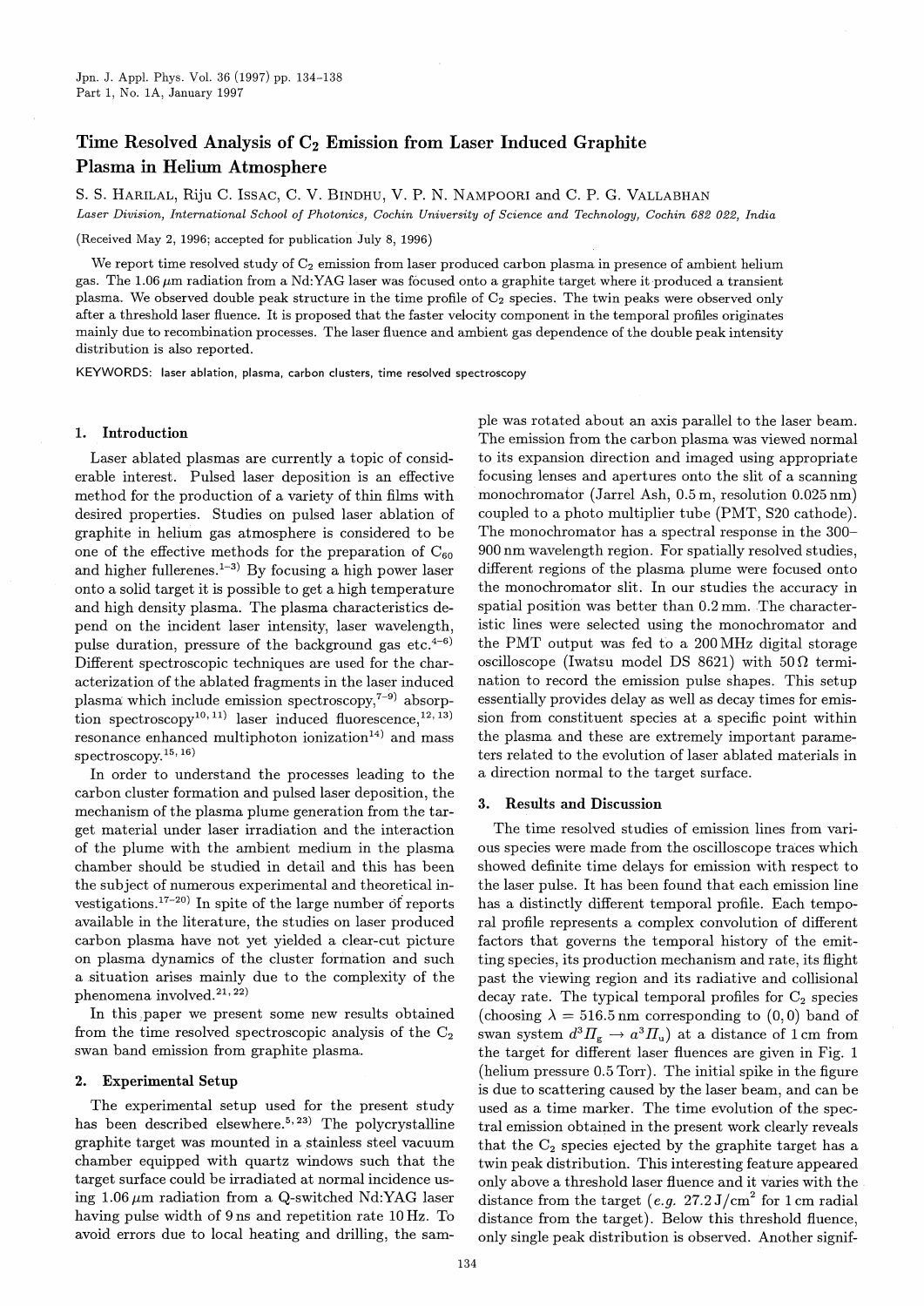# Time Resolved Analysis of $C_2$ Emission from Laser Induced Graphite Plasma in Helium Atmosphere

S. S. HARILAL, Riju C. ISSAC, C. V. BINDHU, V. P. N. NAMPOORI and C. P. G. VALLABHAN

*Laser Division, International School of Photonics, Cochin University of Science and Technology, Cochin 682 022, India*

(Received May 2, 1996; accepted for publication July 8, 1996)

We report time resolved study of $C_2$ emission from laser produced carbon plasma in presence of ambient helium gas. The 1.06 μm radiation from a Nd:YAG laser was focused onto a graphite target where it produced a transient plasma. We observed double peak structure in the time profile of $C_2$ species. The twin peaks were observed only after a threshold laser fluence. It is proposed that the faster velocity component in the temporal profiles originates mainly due to recombination processes. The laser fluence and ambient gas dependence of the double peak intensity distribution is also reported.

KEYWORDS: laser ablation, plasma, carbon clusters, time resolved spectroscopy

## 1. Introduction

Laser ablated plasmas are currently a topic of considerable interest. Pulsed laser deposition is an effective method for the production of a variety of thin films with desired properties. Studies on pulsed laser ablation of graphite in helium gas atmosphere is considered to be one of the effective methods for the preparation of $C_{60}$ and higher fullerenes.[1–3] By focusing a high power laser onto a solid target it is possible to get a high temperature and high density plasma. The plasma characteristics depend on the incident laser intensity, laser wavelength, pulse duration, pressure of the background gas etc.[4–6] Different spectroscopic techniques are used for the characterization of the ablated fragments in the laser induced plasma which include emission spectroscopy,[7–9] absorption spectroscopy[10,11] laser induced fluorescence,[12,13] resonance enhanced multiphoton ionization[14] and mass spectroscopy.[15,16]

In order to understand the processes leading to the carbon cluster formation and pulsed laser deposition, the mechanism of the plasma plume generation from the target material under laser irradiation and the interaction of the plume with the ambient medium in the plasma chamber should be studied in detail and this has been the subject of numerous experimental and theoretical investigations.[17–20] In spite of the large number of reports available in the literature, the studies on laser produced carbon plasma have not yet yielded a clear-cut picture on plasma dynamics of the cluster formation and such a situation arises mainly due to the complexity of the phenomena involved.[21,22]

In this paper we present some new results obtained from the time resolved spectroscopic analysis of the $C_2$ swan band emission from graphite plasma.

## 2. Experimental Setup

The experimental setup used for the present study has been described elsewhere.[5,23] The polycrystalline graphite target was mounted in a stainless steel vacuum chamber equipped with quartz windows such that the target surface could be irradiated at normal incidence using 1.06 μm radiation from a Q-switched Nd:YAG laser having pulse width of 9 ns and repetition rate 10 Hz. To avoid errors due to local heating and drilling, the sample was rotated about an axis parallel to the laser beam. The emission from the carbon plasma was viewed normal to its expansion direction and imaged using appropriate focusing lenses and apertures onto the slit of a scanning monochromator (Jarrel Ash, 0.5 m, resolution 0.025 nm) coupled to a photo multiplier tube (PMT, S20 cathode). The monochromator has a spectral response in the 300–900 nm wavelength region. For spatially resolved studies, different regions of the plasma plume were focused onto the monochromator slit. In our studies the accuracy in spatial position was better than 0.2 mm. The characteristic lines were selected using the monochromator and the PMT output was fed to a 200 MHz digital storage oscilloscope (Iwatsu model DS 8621) with 50 Ω termination to record the emission pulse shapes. This setup essentially provides delay as well as decay times for emission from constituent species at a specific point within the plasma and these are extremely important parameters related to the evolution of laser ablated materials in a direction normal to the target surface.

## 3. Results and Discussion

The time resolved studies of emission lines from various species were made from the oscilloscope traces which showed definite time delays for emission with respect to the laser pulse. It has been found that each emission line has a distinctly different temporal profile. Each temporal profile represents a complex convolution of different factors that governs the temporal history of the emitting species, its production mechanism and rate, its flight past the viewing region and its radiative and collisional decay rate. The typical temporal profiles for $C_2$ species (choosing $\lambda = 516.5$ nm corresponding to (0, 0) band of swan system $d^3\Pi_g \rightarrow a^3\Pi_u$) at a distance of 1 cm from the target for different laser fluences are given in Fig. 1 (helium pressure 0.5 Torr). The initial spike in the figure is due to scattering caused by the laser beam, and can be used as a time marker. The time evolution of the spectral emission obtained in the present work clearly reveals that the $C_2$ species ejected by the graphite target has a twin peak distribution. This interesting feature appeared only above a threshold laser fluence and it varies with the distance from the target (*e.g.* 27.2 J/cm$^2$ for 1 cm radial distance from the target). Below this threshold fluence, only single peak distribution is observed. Another signif-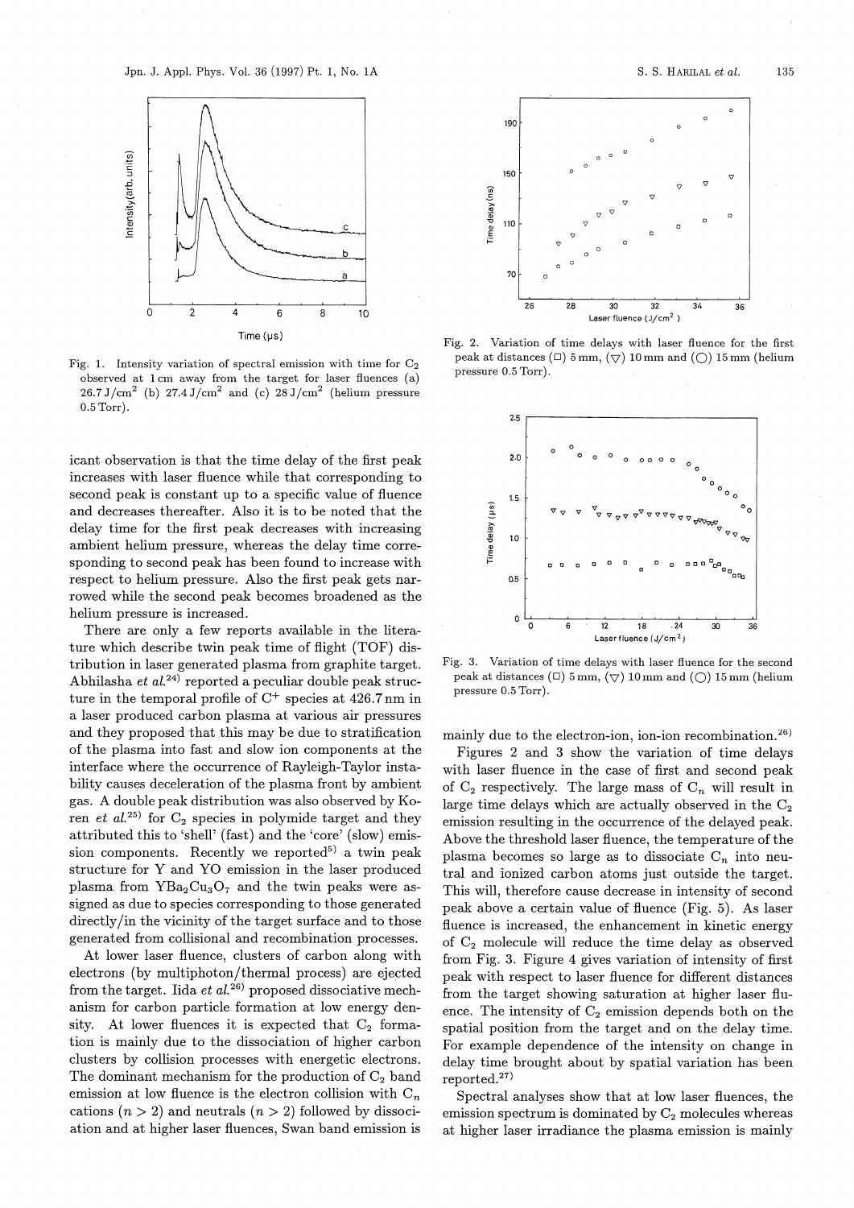Fig. 1. Intensity variation of spectral emission with time for $C_2$ observed at 1 cm away from the target for laser fluences (a) 26.7 J/cm$^2$ (b) 27.4 J/cm$^2$ and (c) 28 J/cm$^2$ (helium pressure 0.5 Torr).

Fig. 2. Variation of time delays with laser fluence for the first peak at distances (□) 5 mm, (▽) 10 mm and (○) 15 mm (helium pressure 0.5 Torr).

Fig. 3. Variation of time delays with laser fluence for the second peak at distances (□) 5 mm, (▽) 10 mm and (○) 15 mm (helium pressure 0.5 Torr).

icant observation is that the time delay of the first peak increases with laser fluence while that corresponding to second peak is constant up to a specific value of fluence and decreases thereafter. Also it is to be noted that the delay time for the first peak decreases with increasing ambient helium pressure, whereas the delay time corresponding to second peak has been found to increase with respect to helium pressure. Also the first peak gets narrowed while the second peak becomes broadened as the helium pressure is increased.

There are only a few reports available in the literature which describe twin peak time of flight (TOF) distribution in laser generated plasma from graphite target. Abhilasha *et al.*[24] reported a peculiar double peak structure in the temporal profile of $C^+$ species at 426.7 nm in a laser produced carbon plasma at various air pressures and they proposed that this may be due to stratification of the plasma into fast and slow ion components at the interface where the occurrence of Rayleigh-Taylor instability causes deceleration of the plasma front by ambient gas. A double peak distribution was also observed by Koren *et al.*[25] for $C_2$ species in polymide target and they attributed this to 'shell' (fast) and the 'core' (slow) emission components. Recently we reported[5] a twin peak structure for Y and YO emission in the laser produced plasma from $YBa_2Cu_3O_7$ and the twin peaks were assigned as due to species corresponding to those generated directly/in the vicinity of the target surface and to those generated from collisional and recombination processes.

At lower laser fluence, clusters of carbon along with electrons (by multiphoton/thermal process) are ejected from the target. Iida *et al.*[26] proposed dissociative mechanism for carbon particle formation at low energy density. At lower fluences it is expected that $C_2$ formation is mainly due to the dissociation of higher carbon clusters by collision processes with energetic electrons. The dominant mechanism for the production of $C_2$ band emission at low fluence is the electron collision with $C_n$ cations ($n > 2$) and neutrals ($n > 2$) followed by dissociation and at higher laser fluences, Swan band emission is mainly due to the electron-ion, ion-ion recombination.[26]

Figures 2 and 3 show the variation of time delays with laser fluence in the case of first and second peak of $C_2$ respectively. The large mass of $C_n$ will result in large time delays which are actually observed in the $C_2$ emission resulting in the occurrence of the delayed peak. Above the threshold laser fluence, the temperature of the plasma becomes so large as to dissociate $C_n$ into neutral and ionized carbon atoms just outside the target. This will, therefore cause decrease in intensity of second peak above a certain value of fluence (Fig. 5). As laser fluence is increased, the enhancement in kinetic energy of $C_2$ molecule will reduce the time delay as observed from Fig. 3. Figure 4 gives variation of intensity of first peak with respect to laser fluence for different distances from the target showing saturation at higher laser fluence. The intensity of $C_2$ emission depends both on the spatial position from the target and on the delay time. For example dependence of the intensity on change in delay time brought about by spatial variation has been reported.[27]

Spectral analyses show that at low laser fluences, the emission spectrum is dominated by $C_2$ molecules whereas at higher laser irradiance the plasma emission is mainly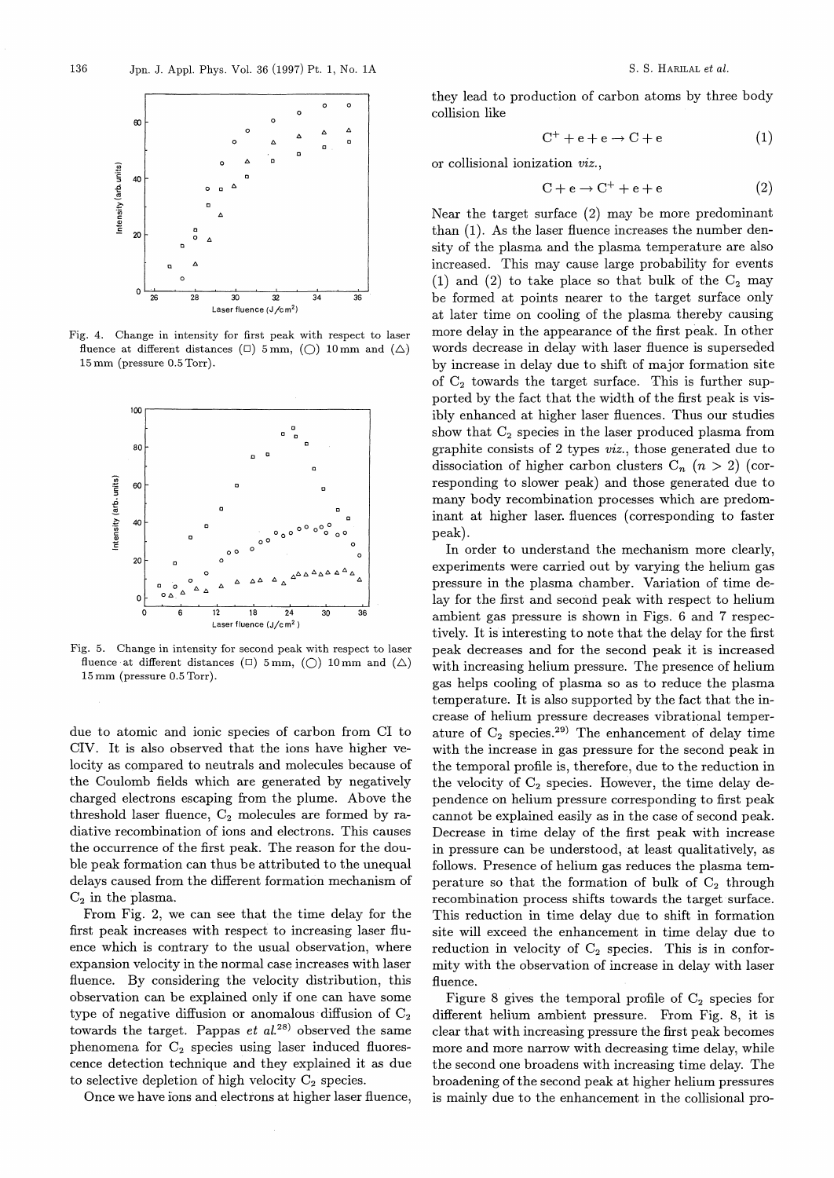Fig. 4. Change in intensity for first peak with respect to laser fluence at different distances (□) 5 mm, (○) 10 mm and (△) 15 mm (pressure 0.5 Torr).

Fig. 5. Change in intensity for second peak with respect to laser fluence at different distances (□) 5 mm, (○) 10 mm and (△) 15 mm (pressure 0.5 Torr).

due to atomic and ionic species of carbon from CI to CIV. It is also observed that the ions have higher velocity as compared to neutrals and molecules because of the Coulomb fields which are generated by negatively charged electrons escaping from the plume. Above the threshold laser fluence, $C_2$ molecules are formed by radiative recombination of ions and electrons. This causes the occurrence of the first peak. The reason for the double peak formation can thus be attributed to the unequal delays caused from the different formation mechanism of $C_2$ in the plasma.

From Fig. 2, we can see that the time delay for the first peak increases with respect to increasing laser fluence which is contrary to the usual observation, where expansion velocity in the normal case increases with laser fluence. By considering the velocity distribution, this observation can be explained only if one can have some type of negative diffusion or anomalous diffusion of $C_2$ towards the target. Pappas *et al.*[28] observed the same phenomena for $C_2$ species using laser induced fluorescence detection technique and they explained it as due to selective depletion of high velocity $C_2$ species.

Once we have ions and electrons at higher laser fluence, they lead to production of carbon atoms by three body collision like

$$C^+ + e + e \rightarrow C + e \tag{1}$$

or collisional ionization *viz.*,

$$C + e \rightarrow C^+ + e + e \tag{2}$$

Near the target surface (2) may be more predominant than (1). As the laser fluence increases the number density of the plasma and the plasma temperature are also increased. This may cause large probability for events (1) and (2) to take place so that bulk of the $C_2$ may be formed at points nearer to the target surface only at later time on cooling of the plasma thereby causing more delay in the appearance of the first peak. In other words decrease in delay with laser fluence is superseded by increase in delay due to shift of major formation site of $C_2$ towards the target surface. This is further supported by the fact that the width of the first peak is visibly enhanced at higher laser fluences. Thus our studies show that $C_2$ species in the laser produced plasma from graphite consists of 2 types *viz.*, those generated due to dissociation of higher carbon clusters $C_n$ ($n > 2$) (corresponding to slower peak) and those generated due to many body recombination processes which are predominant at higher laser fluences (corresponding to faster peak).

In order to understand the mechanism more clearly, experiments were carried out by varying the helium gas pressure in the plasma chamber. Variation of time delay for the first and second peak with respect to helium ambient gas pressure is shown in Figs. 6 and 7 respectively. It is interesting to note that the delay for the first peak decreases and for the second peak it is increased with increasing helium pressure. The presence of helium gas helps cooling of plasma so as to reduce the plasma temperature. It is also supported by the fact that the increase of helium pressure decreases vibrational temperature of $C_2$ species.[29] The enhancement of delay time with the increase in gas pressure for the second peak in the temporal profile is, therefore, due to the reduction in the velocity of $C_2$ species. However, the time delay dependence on helium pressure corresponding to first peak cannot be explained easily as in the case of second peak. Decrease in time delay of the first peak with increase in pressure can be understood, at least qualitatively, as follows. Presence of helium gas reduces the plasma temperature so that the formation of bulk of $C_2$ through recombination process shifts towards the target surface. This reduction in time delay due to shift in formation site will exceed the enhancement in time delay due to reduction in velocity of $C_2$ species. This is in conformity with the observation of increase in delay with laser fluence.

Figure 8 gives the temporal profile of $C_2$ species for different helium ambient pressure. From Fig. 8, it is clear that with increasing pressure the first peak becomes more and more narrow with decreasing time delay, while the second one broadens with increasing time delay. The broadening of the second peak at higher helium pressures is mainly due to the enhancement in the collisional pro-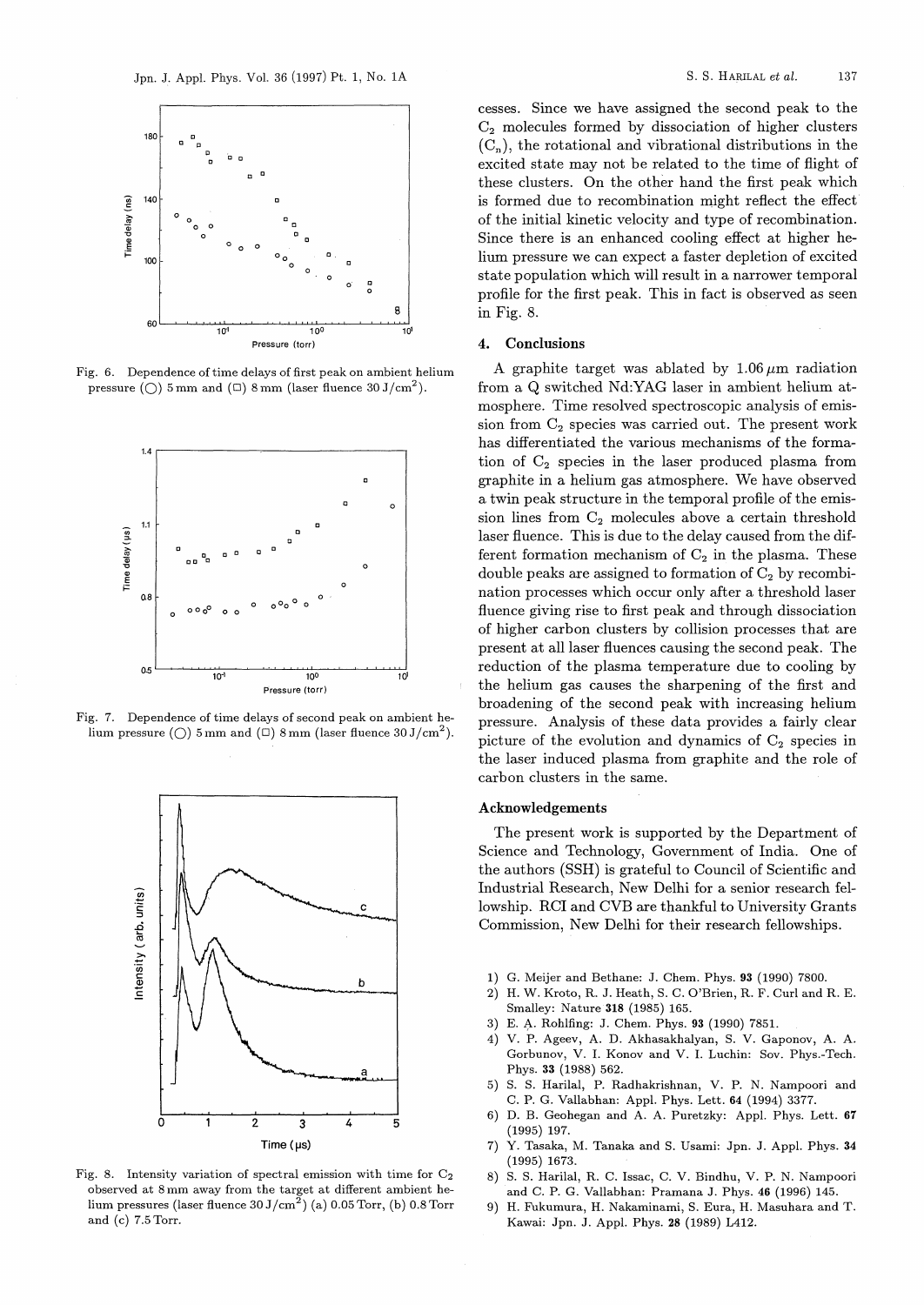Fig. 6. Dependence of time delays of first peak on ambient helium pressure (○) 5 mm and (□) 8 mm (laser fluence 30 J/cm$^2$).

Fig. 7. Dependence of time delays of second peak on ambient helium pressure (○) 5 mm and (□) 8 mm (laser fluence 30 J/cm$^2$).

Fig. 8. Intensity variation of spectral emission with time for $C_2$ observed at 8 mm away from the target at different ambient helium pressures (laser fluence 30 J/cm$^2$) (a) 0.05 Torr, (b) 0.8 Torr and (c) 7.5 Torr.

cesses. Since we have assigned the second peak to the $C_2$ molecules formed by dissociation of higher clusters ($C_n$), the rotational and vibrational distributions in the excited state may not be related to the time of flight of these clusters. On the other hand the first peak which is formed due to recombination might reflect the effect of the initial kinetic velocity and type of recombination. Since there is an enhanced cooling effect at higher helium pressure we can expect a faster depletion of excited state population which will result in a narrower temporal profile for the first peak. This in fact is observed as seen in Fig. 8.

## 4. Conclusions

A graphite target was ablated by 1.06 $\mu$m radiation from a Q switched Nd:YAG laser in ambient helium atmosphere. Time resolved spectroscopic analysis of emission from $C_2$ species was carried out. The present work has differentiated the various mechanisms of the formation of $C_2$ species in the laser produced plasma from graphite in a helium gas atmosphere. We have observed a twin peak structure in the temporal profile of the emission lines from $C_2$ molecules above a certain threshold laser fluence. This is due to the delay caused from the different formation mechanism of $C_2$ in the plasma. These double peaks are assigned to formation of $C_2$ by recombination processes which occur only after a threshold laser fluence giving rise to first peak and through dissociation of higher carbon clusters by collision processes that are present at all laser fluences causing the second peak. The reduction of the plasma temperature due to cooling by the helium gas causes the sharpening of the first and broadening of the second peak with increasing helium pressure. Analysis of these data provides a fairly clear picture of the evolution and dynamics of $C_2$ species in the laser induced plasma from graphite and the role of carbon clusters in the same.

### Acknowledgements

The present work is supported by the Department of Science and Technology, Government of India. One of the authors (SSH) is grateful to Council of Scientific and Industrial Research, New Delhi for a senior research fellowship. RCI and CVB are thankful to University Grants Commission, New Delhi for their research fellowships.

1) G. Meijer and Bethane: J. Chem. Phys. **93** (1990) 7800.
2) H. W. Kroto, R. J. Heath, S. C. O'Brien, R. F. Curl and R. E. Smalley: Nature **318** (1985) 165.
3) E. A. Rohlfing: J. Chem. Phys. **93** (1990) 7851.
4) V. P. Ageev, A. D. Akhasakhalyan, S. V. Gaponov, A. A. Gorbunov, V. I. Konov and V. I. Luchin: Sov. Phys.-Tech. Phys. **33** (1988) 562.
5) S. S. Harilal, P. Radhakrishnan, V. P. N. Nampoori and C. P. G. Vallabhan: Appl. Phys. Lett. **64** (1994) 3377.
6) D. B. Geohegan and A. A. Puretzky: Appl. Phys. Lett. **67** (1995) 197.
7) Y. Tasaka, M. Tanaka and S. Usami: Jpn. J. Appl. Phys. **34** (1995) 1673.
8) S. S. Harilal, R. C. Issac, C. V. Bindhu, V. P. N. Nampoori and C. P. G. Vallabhan: Pramana J. Phys. **46** (1996) 145.
9) H. Fukumura, H. Nakaminami, S. Eura, H. Masuhara and T. Kawai: Jpn. J. Appl. Phys. **28** (1989) L412.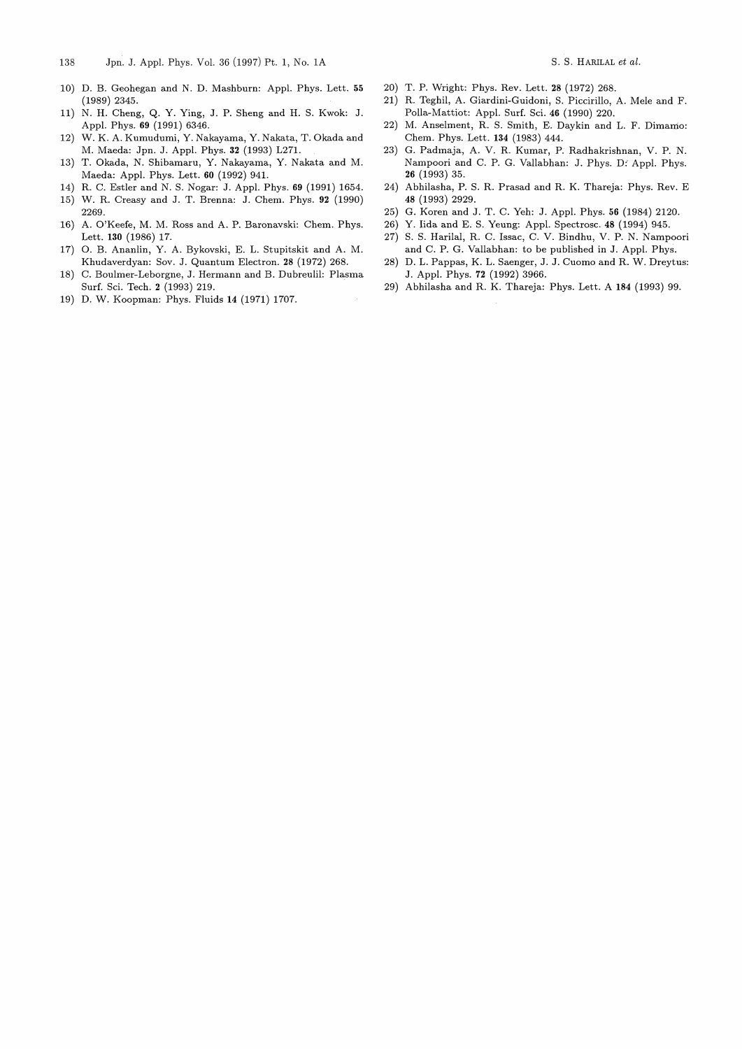10) D. B. Geohegan and N. D. Mashburn: Appl. Phys. Lett. **55** (1989) 2345.
11) N. H. Cheng, Q. Y. Ying, J. P. Sheng and H. S. Kwok: J. Appl. Phys. **69** (1991) 6346.
12) W. K. A. Kumudumi, Y. Nakayama, Y. Nakata, T. Okada and M. Maeda: Jpn. J. Appl. Phys. **32** (1993) L271.
13) T. Okada, N. Shibamaru, Y. Nakayama, Y. Nakata and M. Maeda: Appl. Phys. Lett. **60** (1992) 941.
14) R. C. Estler and N. S. Nogar: J. Appl. Phys. **69** (1991) 1654.
15) W. R. Creasy and J. T. Brenna: J. Chem. Phys. **92** (1990) 2269.
16) A. O'Keefe, M. M. Ross and A. P. Baronavski: Chem. Phys. Lett. **130** (1986) 17.
17) O. B. Ananlin, Y. A. Bykovski, E. L. Stupitskit and A. M. Khudaverdyan: Sov. J. Quantum Electron. **28** (1972) 268.
18) C. Boulmer-Leborgne, J. Hermann and B. Dubreulil: Plasma Surf. Sci. Tech. **2** (1993) 219.
19) D. W. Koopman: Phys. Fluids **14** (1971) 1707.
20) T. P. Wright: Phys. Rev. Lett. **28** (1972) 268.
21) R. Teghil, A. Giardini-Guidoni, S. Piccirillo, A. Mele and F. Polla-Mattiot: Appl. Surf. Sci. **46** (1990) 220.
22) M. Anselment, R. S. Smith, E. Daykin and L. F. Dimamo: Chem. Phys. Lett. **134** (1983) 444.
23) G. Padmaja, A. V. R. Kumar, P. Radhakrishnan, V. P. N. Nampoori and C. P. G. Vallabhan: J. Phys. D: Appl. Phys. **26** (1993) 35.
24) Abhilasha, P. S. R. Prasad and R. K. Thareja: Phys. Rev. E **48** (1993) 2929.
25) G. Koren and J. T. C. Yeh: J. Appl. Phys. **56** (1984) 2120.
26) Y. Iida and E. S. Yeung: Appl. Spectrosc. **48** (1994) 945.
27) S. S. Harilal, R. C. Issac, C. V. Bindhu, V. P. N. Nampoori and C. P. G. Vallabhan: to be published in J. Appl. Phys.
28) D. L. Pappas, K. L. Saenger, J. J. Cuomo and R. W. Dreytus: J. Appl. Phys. **72** (1992) 3966.
29) Abhilasha and R. K. Thareja: Phys. Lett. A **184** (1993) 99.